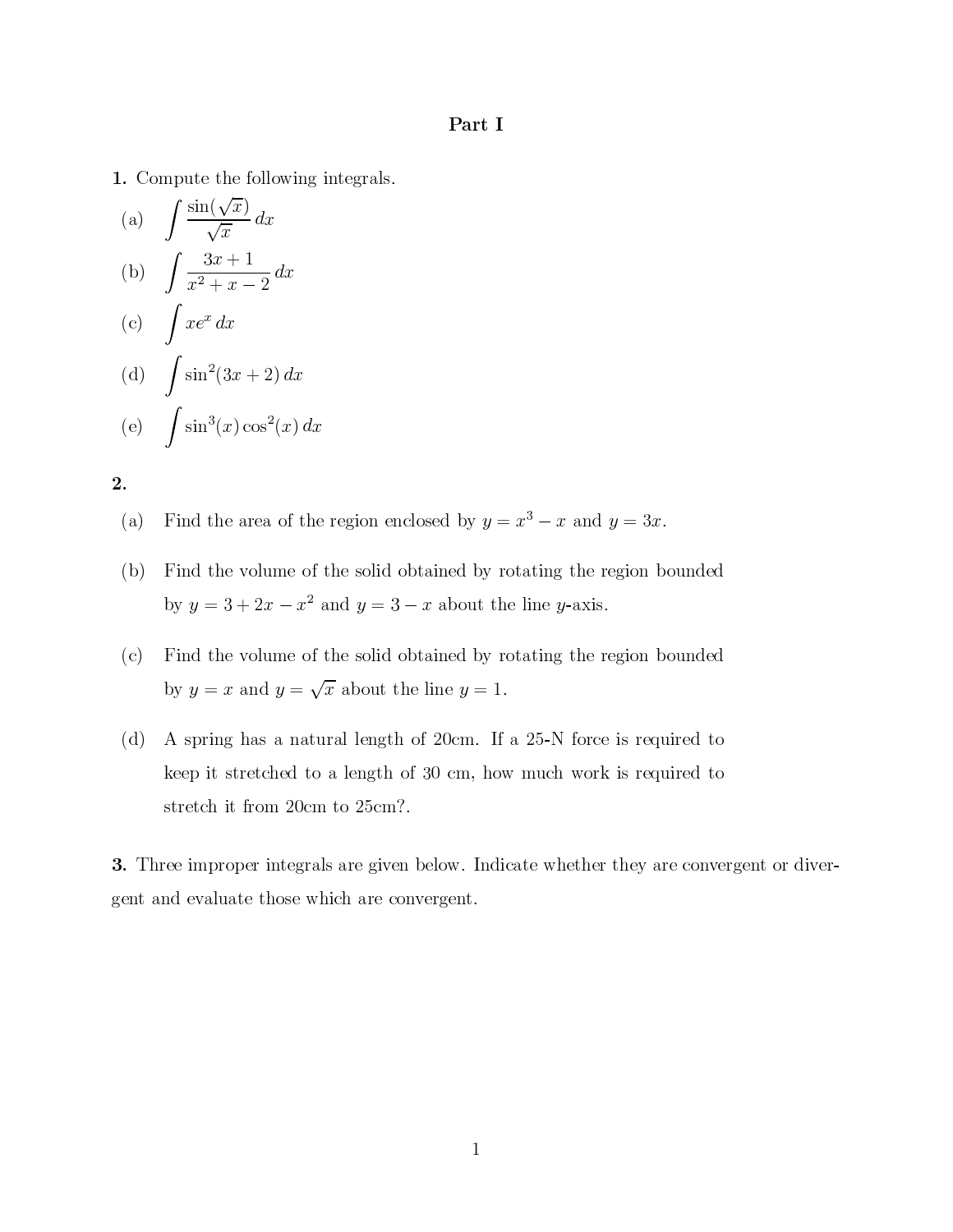## Part I

**1.** Compute the following integrals.

(a) $\displaystyle\int \frac{\sin(\sqrt{x})}{\sqrt{x}}\, dx$

(b) $\displaystyle\int \frac{3x+1}{x^2+x-2}\, dx$

(c) $\displaystyle\int xe^x\, dx$

(d) $\displaystyle\int \sin^2(3x+2)\, dx$

(e) $\displaystyle\int \sin^3(x)\cos^2(x)\, dx$

**2.**

(a) Find the area of the region enclosed by $y = x^3 - x$ and $y = 3x$.

(b) Find the volume of the solid obtained by rotating the region bounded by $y = 3 + 2x - x^2$ and $y = 3 - x$ about the line $y$-axis.

(c) Find the volume of the solid obtained by rotating the region bounded by $y = x$ and $y = \sqrt{x}$ about the line $y = 1$.

(d) A spring has a natural length of 20cm. If a 25-N force is required to keep it stretched to a length of 30 cm, how much work is required to stretch it from 20cm to 25cm?.

**3.** Three improper integrals are given below. Indicate whether they are convergent or divergent and evaluate those which are convergent.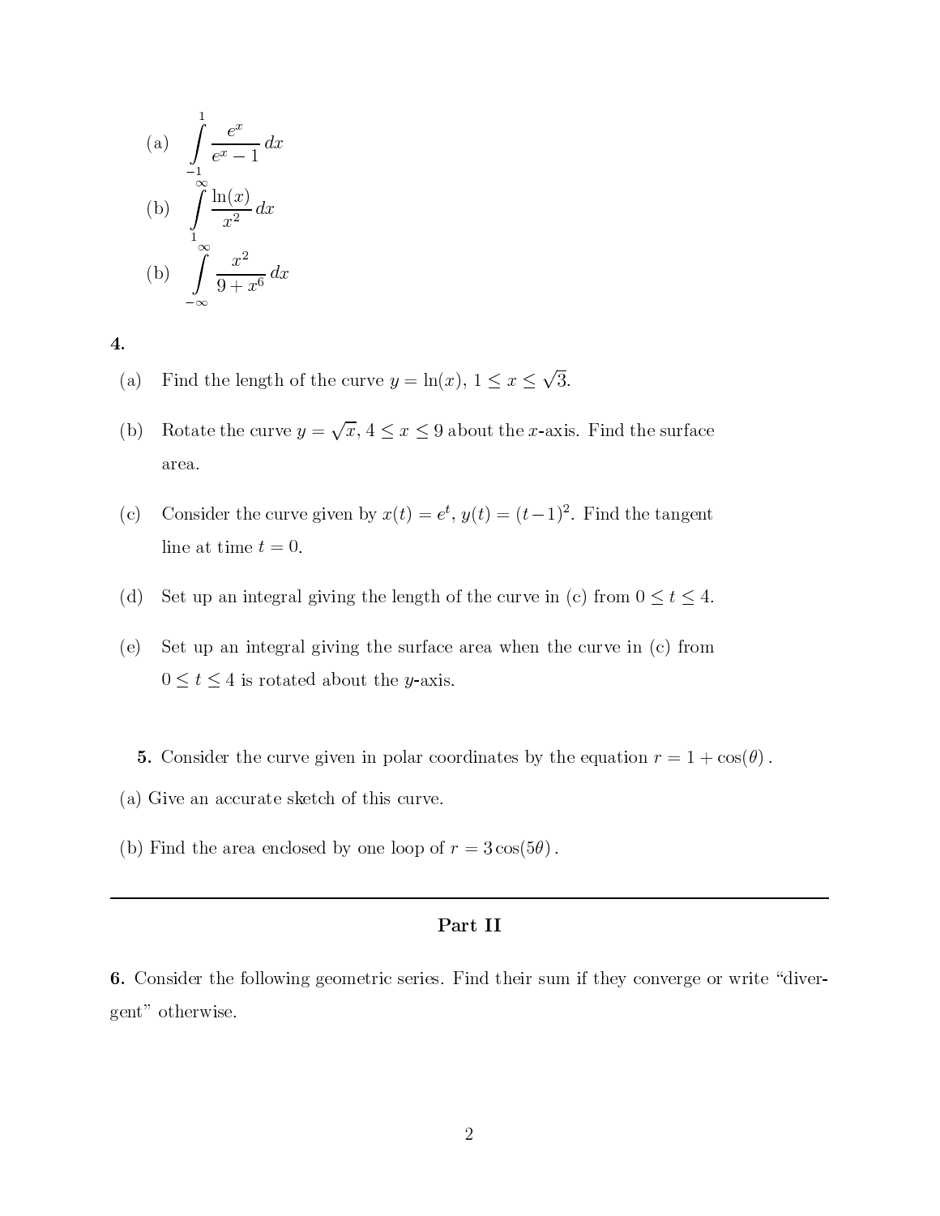(a) $\displaystyle\int_{-1}^{1} \frac{e^x}{e^x - 1}\, dx$

(b) $\displaystyle\int_{1}^{\infty} \frac{\ln(x)}{x^2}\, dx$

(b) $\displaystyle\int_{-\infty}^{\infty} \frac{x^2}{9 + x^6}\, dx$

**4.**

(a) Find the length of the curve $y = \ln(x)$, $1 \leq x \leq \sqrt{3}$.

(b) Rotate the curve $y = \sqrt{x}$, $4 \leq x \leq 9$ about the $x$-axis. Find the surface area.

(c) Consider the curve given by $x(t) = e^t$, $y(t) = (t-1)^2$. Find the tangent line at time $t = 0$.

(d) Set up an integral giving the length of the curve in (c) from $0 \leq t \leq 4$.

(e) Set up an integral giving the surface area when the curve in (c) from $0 \leq t \leq 4$ is rotated about the $y$-axis.

**5.** Consider the curve given in polar coordinates by the equation $r = 1 + \cos(\theta)$.

(a) Give an accurate sketch of this curve.

(b) Find the area enclosed by one loop of $r = 3\cos(5\theta)$.

---

## Part II

**6.** Consider the following geometric series. Find their sum if they converge or write "divergent" otherwise.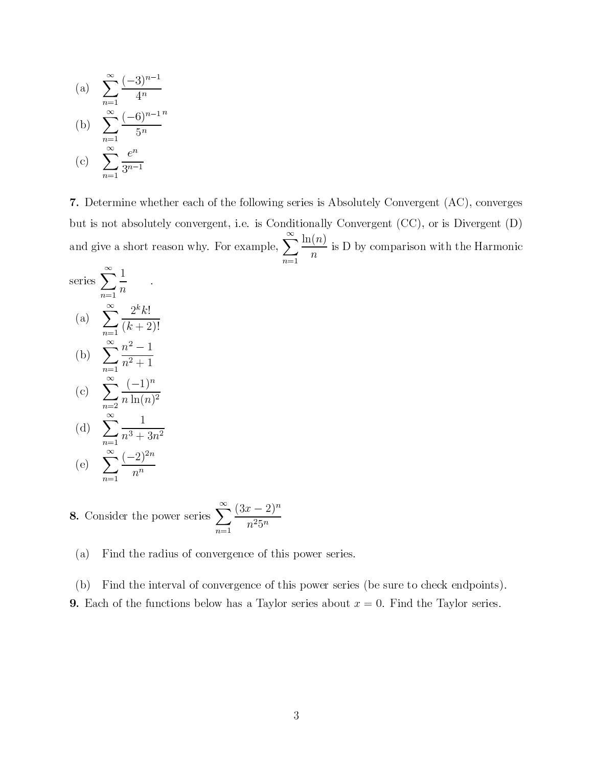(a) $\displaystyle\sum_{n=1}^{\infty} \frac{(-3)^{n-1}}{4^n}$

(b) $\displaystyle\sum_{n=1}^{\infty} \frac{(-6)^{n-1}\,n}{5^n}$

(c) $\displaystyle\sum_{n=1}^{\infty} \frac{e^n}{3^{n-1}}$

**7.** Determine whether each of the following series is Absolutely Convergent (AC), converges but is not absolutely convergent, i.e. is Conditionally Convergent (CC), or is Divergent (D) and give a short reason why. For example, $\displaystyle\sum_{n=1}^{\infty} \frac{\ln(n)}{n}$ is D by comparison with the Harmonic series $\displaystyle\sum_{n=1}^{\infty} \frac{1}{n}$ .

(a) $\displaystyle\sum_{n=1}^{\infty} \frac{2^k k!}{(k+2)!}$

(b) $\displaystyle\sum_{n=1}^{\infty} \frac{n^2-1}{n^2+1}$

(c) $\displaystyle\sum_{n=2}^{\infty} \frac{(-1)^n}{n\ln(n)^2}$

(d) $\displaystyle\sum_{n=1}^{\infty} \frac{1}{n^3+3n^2}$

(e) $\displaystyle\sum_{n=1}^{\infty} \frac{(-2)^{2n}}{n^n}$

**8.** Consider the power series $\displaystyle\sum_{n=1}^{\infty} \frac{(3x-2)^n}{n^2 5^n}$

(a) Find the radius of convergence of this power series.

(b) Find the interval of convergence of this power series (be sure to check endpoints).

**9.** Each of the functions below has a Taylor series about $x = 0$. Find the Taylor series.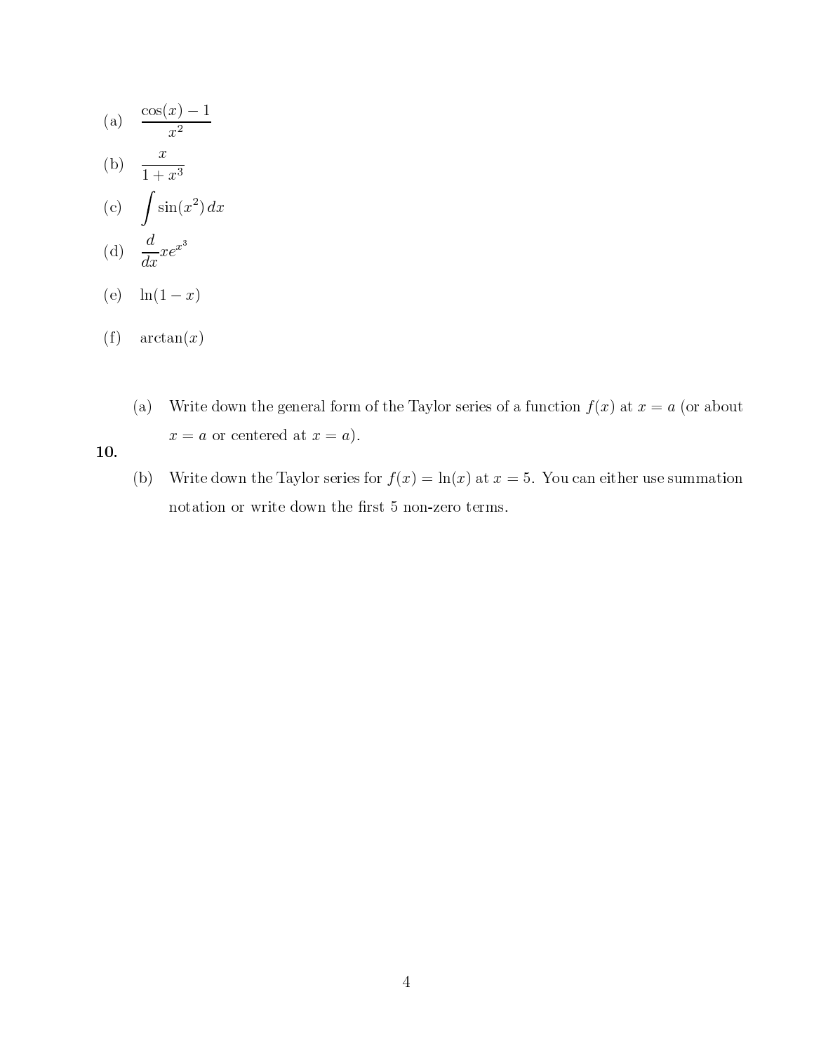(a) $\dfrac{\cos(x) - 1}{x^2}$

(b) $\dfrac{x}{1 + x^3}$

(c) $\displaystyle\int \sin(x^2)\, dx$

(d) $\dfrac{d}{dx} x e^{x^3}$

(e) $\ln(1 - x)$

(f) $\arctan(x)$

**10.**

(a) Write down the general form of the Taylor series of a function $f(x)$ at $x = a$ (or about $x = a$ or centered at $x = a$).

(b) Write down the Taylor series for $f(x) = \ln(x)$ at $x = 5$. You can either use summation notation or write down the first 5 non-zero terms.